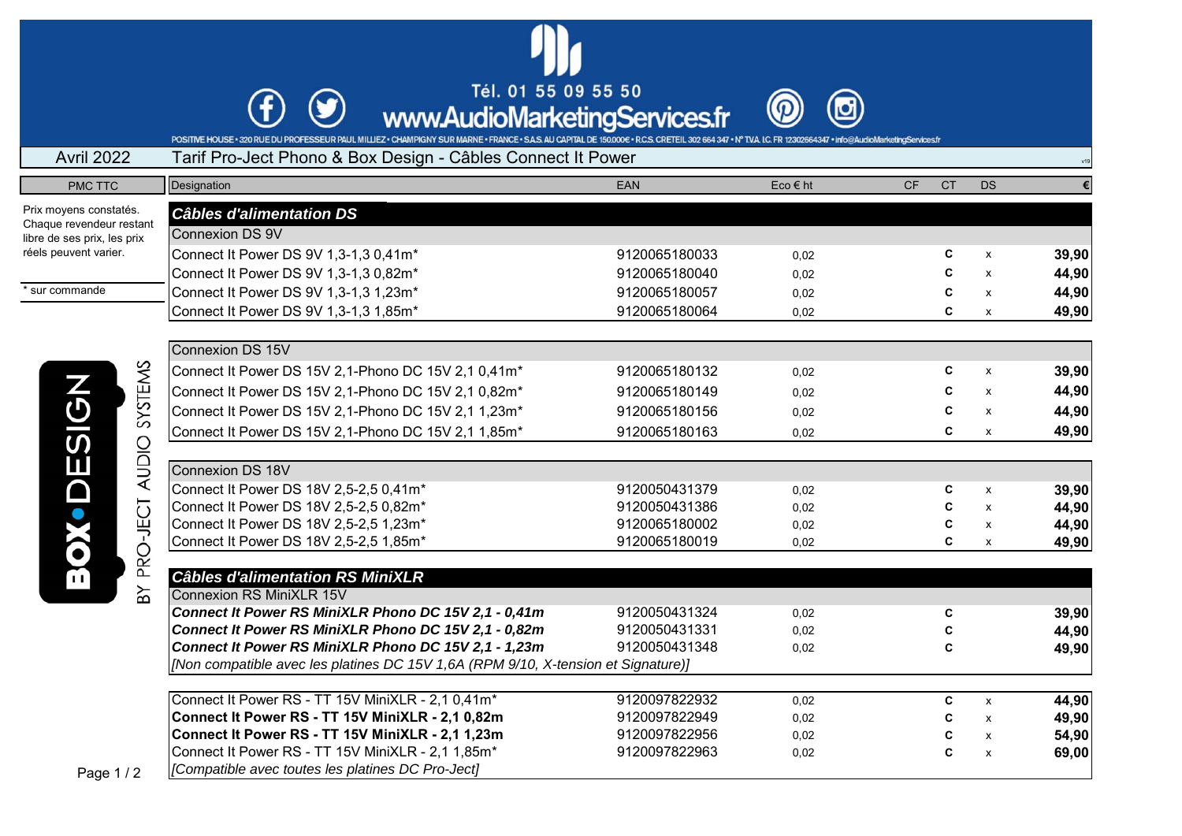Tél. 01 55 09 55 50

www.AudioMarketingServices.fr

POSITIVE HOUSE • 320 RUE DU PROFESSEUR PAUL MILLIEZ • CHAMPIGNY SUR MARNE • FRANCE • S.A.S. AU CAPITAL DE 150.000€ • R.C.S. CRETEIL 302 664 347 • N° TVA I.C. FR 12302664347 • info@AudioMarketingServices.fr

Avril 2022 — Tarif Pro-Ject Phono & Box Design - Câbles Connect It Power

v19

PMC TTC

Prix moyens constatés. Chaque revendeur restant libre de ses prix, les prix réels peuvent varier.

\* sur commande

BOX•DESIGN BY PRO-JECT AUDIO SYSTEMS

| Designation | EAN | Eco € ht | CF | CT | DS | € |
|---|---|---|---|---|---|---|
| ***Câbles d'alimentation DS*** | | | | | | |
| Connexion DS 9V | | | | | | |
| Connect It Power DS 9V 1,3-1,3 0,41m* | 9120065180033 | 0,02 | | C | x | **39,90** |
| Connect It Power DS 9V 1,3-1,3 0,82m* | 9120065180040 | 0,02 | | C | x | **44,90** |
| Connect It Power DS 9V 1,3-1,3 1,23m* | 9120065180057 | 0,02 | | C | x | **44,90** |
| Connect It Power DS 9V 1,3-1,3 1,85m* | 9120065180064 | 0,02 | | C | x | **49,90** |
| Connexion DS 15V | | | | | | |
| Connect It Power DS 15V 2,1-Phono DC 15V 2,1 0,41m* | 9120065180132 | 0,02 | | C | x | **39,90** |
| Connect It Power DS 15V 2,1-Phono DC 15V 2,1 0,82m* | 9120065180149 | 0,02 | | C | x | **44,90** |
| Connect It Power DS 15V 2,1-Phono DC 15V 2,1 1,23m* | 9120065180156 | 0,02 | | C | x | **44,90** |
| Connect It Power DS 15V 2,1-Phono DC 15V 2,1 1,85m* | 9120065180163 | 0,02 | | C | x | **49,90** |
| Connexion DS 18V | | | | | | |
| Connect It Power DS 18V 2,5-2,5 0,41m* | 9120050431379 | 0,02 | | C | x | **39,90** |
| Connect It Power DS 18V 2,5-2,5 0,82m* | 9120050431386 | 0,02 | | C | x | **44,90** |
| Connect It Power DS 18V 2,5-2,5 1,23m* | 9120065180002 | 0,02 | | C | x | **44,90** |
| Connect It Power DS 18V 2,5-2,5 1,85m* | 9120065180019 | 0,02 | | C | x | **49,90** |
| ***Câbles d'alimentation RS MiniXLR*** | | | | | | |
| Connexion RS MiniXLR 15V | | | | | | |
| ***Connect It Power RS MiniXLR Phono DC 15V 2,1 - 0,41m*** | 9120050431324 | 0,02 | | C | | **39,90** |
| ***Connect It Power RS MiniXLR Phono DC 15V 2,1 - 0,82m*** | 9120050431331 | 0,02 | | C | | **44,90** |
| ***Connect It Power RS MiniXLR Phono DC 15V 2,1 - 1,23m*** | 9120050431348 | 0,02 | | C | | **49,90** |
| *[Non compatible avec les platines DC 15V 1,6A (RPM 9/10, X-tension et Signature)]* | | | | | | |
| Connect It Power RS - TT 15V MiniXLR - 2,1 0,41m* | 9120097822932 | 0,02 | | C | x | **44,90** |
| **Connect It Power RS - TT 15V MiniXLR - 2,1 0,82m** | 9120097822949 | 0,02 | | C | x | **49,90** |
| **Connect It Power RS - TT 15V MiniXLR - 2,1 1,23m** | 9120097822956 | 0,02 | | C | x | **54,90** |
| Connect It Power RS - TT 15V MiniXLR - 2,1 1,85m* | 9120097822963 | 0,02 | | C | x | **69,00** |
| *[Compatible avec toutes les platines DC Pro-Ject]* | | | | | | |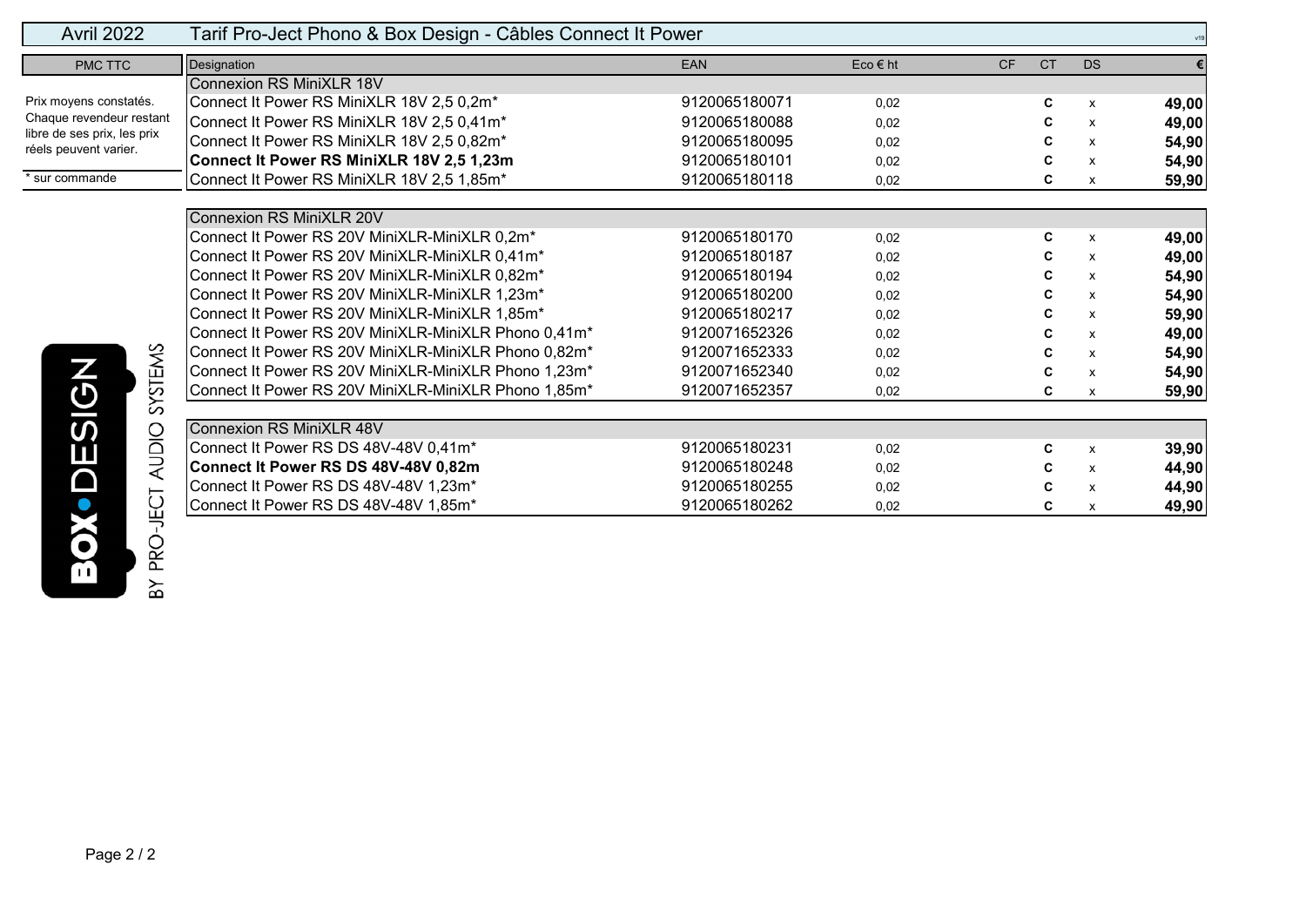| Avril 2022 | Tarif Pro-Ject Phono & Box Design - Câbles Connect It Power | | | | | | |
|---|---|---|---|---|---|---|---|

PMC TTC

Prix moyens constatés. Chaque revendeur restant libre de ses prix, les prix réels peuvent varier.

\* sur commande

| Designation | EAN | Eco € ht | CF | CT | DS | € |
|---|---|---|---|---|---|---|
| Connexion RS MiniXLR 18V | | | | | | |
| Connect It Power RS MiniXLR 18V 2,5 0,2m* | 9120065180071 | 0,02 | | c | x | 49,00 |
| Connect It Power RS MiniXLR 18V 2,5 0,41m* | 9120065180088 | 0,02 | | c | x | 49,00 |
| Connect It Power RS MiniXLR 18V 2,5 0,82m* | 9120065180095 | 0,02 | | c | x | 54,90 |
| **Connect It Power RS MiniXLR 18V 2,5 1,23m** | 9120065180101 | 0,02 | | c | x | 54,90 |
| Connect It Power RS MiniXLR 18V 2,5 1,85m* | 9120065180118 | 0,02 | | c | x | 59,90 |
| Connexion RS MiniXLR 20V | | | | | | |
| Connect It Power RS 20V MiniXLR-MiniXLR 0,2m* | 9120065180170 | 0,02 | | c | x | 49,00 |
| Connect It Power RS 20V MiniXLR-MiniXLR 0,41m* | 9120065180187 | 0,02 | | c | x | 49,00 |
| Connect It Power RS 20V MiniXLR-MiniXLR 0,82m* | 9120065180194 | 0,02 | | c | x | 54,90 |
| Connect It Power RS 20V MiniXLR-MiniXLR 1,23m* | 9120065180200 | 0,02 | | c | x | 54,90 |
| Connect It Power RS 20V MiniXLR-MiniXLR 1,85m* | 9120065180217 | 0,02 | | c | x | 59,90 |
| Connect It Power RS 20V MiniXLR-MiniXLR Phono 0,41m* | 9120071652326 | 0,02 | | c | x | 49,00 |
| Connect It Power RS 20V MiniXLR-MiniXLR Phono 0,82m* | 9120071652333 | 0,02 | | c | x | 54,90 |
| Connect It Power RS 20V MiniXLR-MiniXLR Phono 1,23m* | 9120071652340 | 0,02 | | c | x | 54,90 |
| Connect It Power RS 20V MiniXLR-MiniXLR Phono 1,85m* | 9120071652357 | 0,02 | | c | x | 59,90 |
| Connexion RS MiniXLR 48V | | | | | | |
| Connect It Power RS DS 48V-48V 0,41m* | 9120065180231 | 0,02 | | c | x | 39,90 |
| **Connect It Power RS DS 48V-48V 0,82m** | 9120065180248 | 0,02 | | c | x | 44,90 |
| Connect It Power RS DS 48V-48V 1,23m* | 9120065180255 | 0,02 | | c | x | 44,90 |
| Connect It Power RS DS 48V-48V 1,85m* | 9120065180262 | 0,02 | | c | x | 49,90 |

BOX • DESIGN BY PRO-JECT AUDIO SYSTEMS